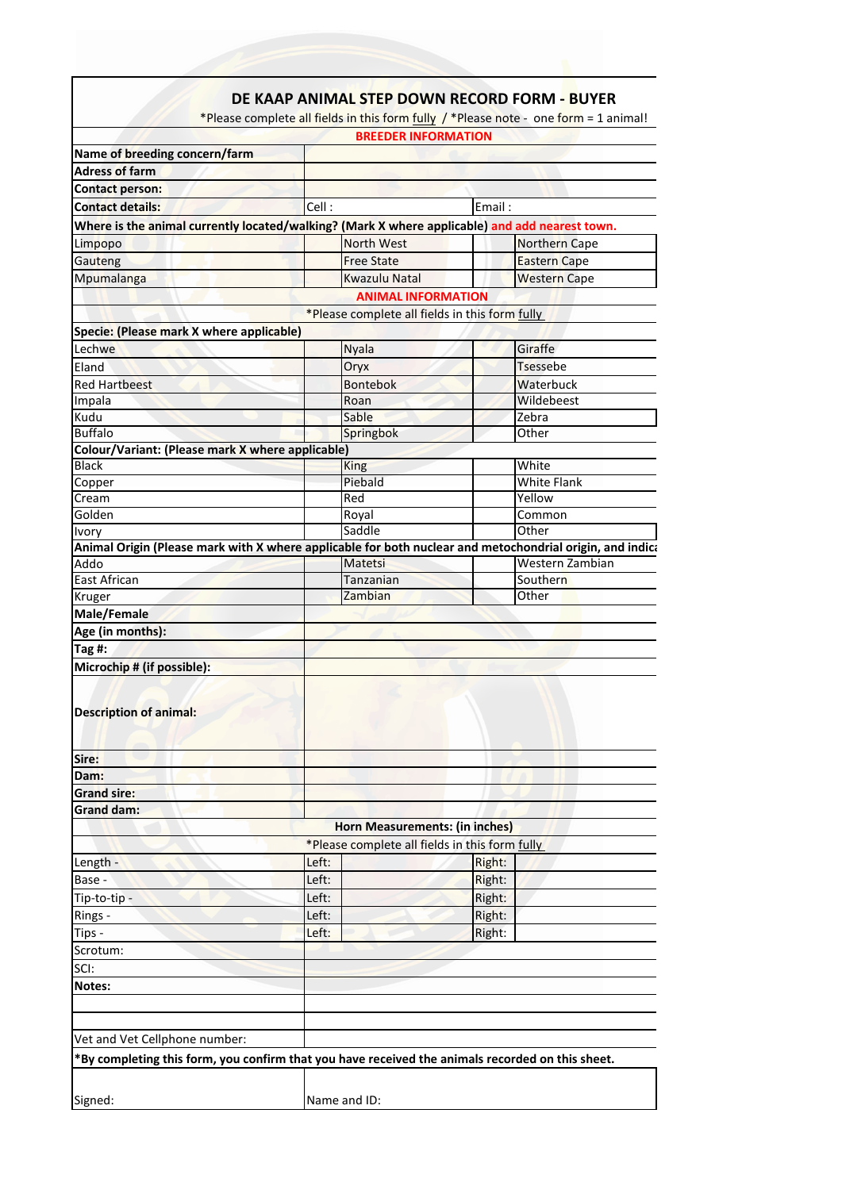# DE KAAP ANIMAL STEP DOWN RECORD FORM - BUYER

*Please complete all fields in this form fully / *Please note - one form = 1 animal!

## BREEDER INFORMATION

| | | | |
|---|---|---|---|
| **Name of breeding concern/farm** | | | |
| **Adress of farm** | | | |
| **Contact person:** | | | |
| **Contact details:** | Cell : | Email : | |

**Where is the animal currently located/walking? (Mark X where applicable) and add nearest town.**

| | | | | | |
|---|---|---|---|---|---|
| Limpopo | | North West | | Northern Cape | |
| Gauteng | | Free State | | Eastern Cape | |
| Mpumalanga | | Kwazulu Natal | | Western Cape | |

## ANIMAL INFORMATION

*Please complete all fields in this form fully

**Specie: (Please mark X where applicable)**

| | | | | | |
|---|---|---|---|---|---|
| Lechwe | | Nyala | | Giraffe | |
| Eland | | Oryx | | Tsessebe | |
| Red Hartbeest | | Bontebok | | Waterbuck | |
| Impala | | Roan | | Wildebeest | |
| Kudu | | Sable | | Zebra | |
| Buffalo | | Springbok | | Other | |

**Colour/Variant: (Please mark X where applicable)**

| | | | | | |
|---|---|---|---|---|---|
| Black | | King | | White | |
| Copper | | Piebald | | White Flank | |
| Cream | | Red | | Yellow | |
| Golden | | Royal | | Common | |
| Ivory | | Saddle | | Other | |

**Animal Origin (Please mark with X where applicable for both nuclear and metochondrial origin, and indica**

| | | | | | |
|---|---|---|---|---|---|
| Addo | | Matetsi | | Western Zambian | |
| East African | | Tanzanian | | Southern | |
| Kruger | | Zambian | | Other | |

| | |
|---|---|
| **Male/Female** | |
| **Age (in months):** | |
| **Tag #:** | |
| **Microchip # (if possible):** | |
| **Description of animal:** | |
| **Sire:** | |
| **Dam:** | |
| **Grand sire:** | |
| **Grand dam:** | |

**Horn Measurements: (in inches)**

*Please complete all fields in this form fully

| | | | | |
|---|---|---|---|---|
| Length - | Left: | | Right: | |
| Base - | Left: | | Right: | |
| Tip-to-tip - | Left: | | Right: | |
| Rings - | Left: | | Right: | |
| Tips - | Left: | | Right: | |
| Scrotum: | | | | |
| SCI: | | | | |
| **Notes:** | | | | |
| | | | | |
| | | | | |
| Vet and Vet Cellphone number: | | | | |

**\*By completing this form, you confirm that you have received the animals recorded on this sheet.**

| | |
|---|---|
| Signed: | Name and ID: |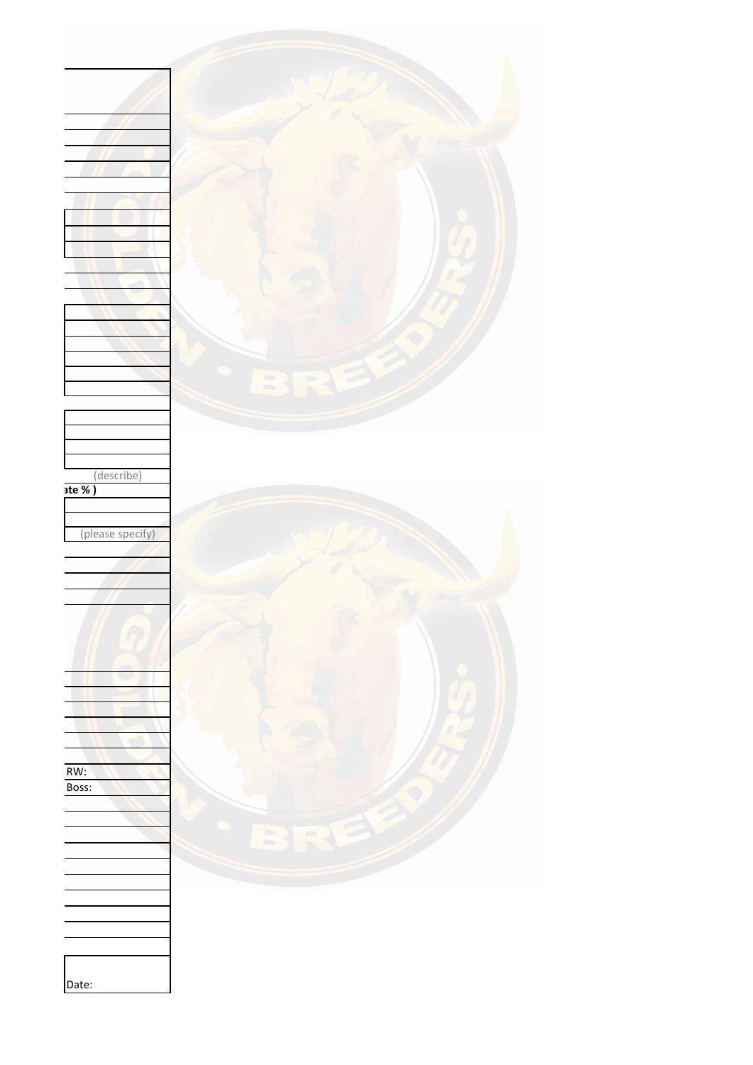(describe)

ate % )

(please specify)

RW:

Boss:

Date: